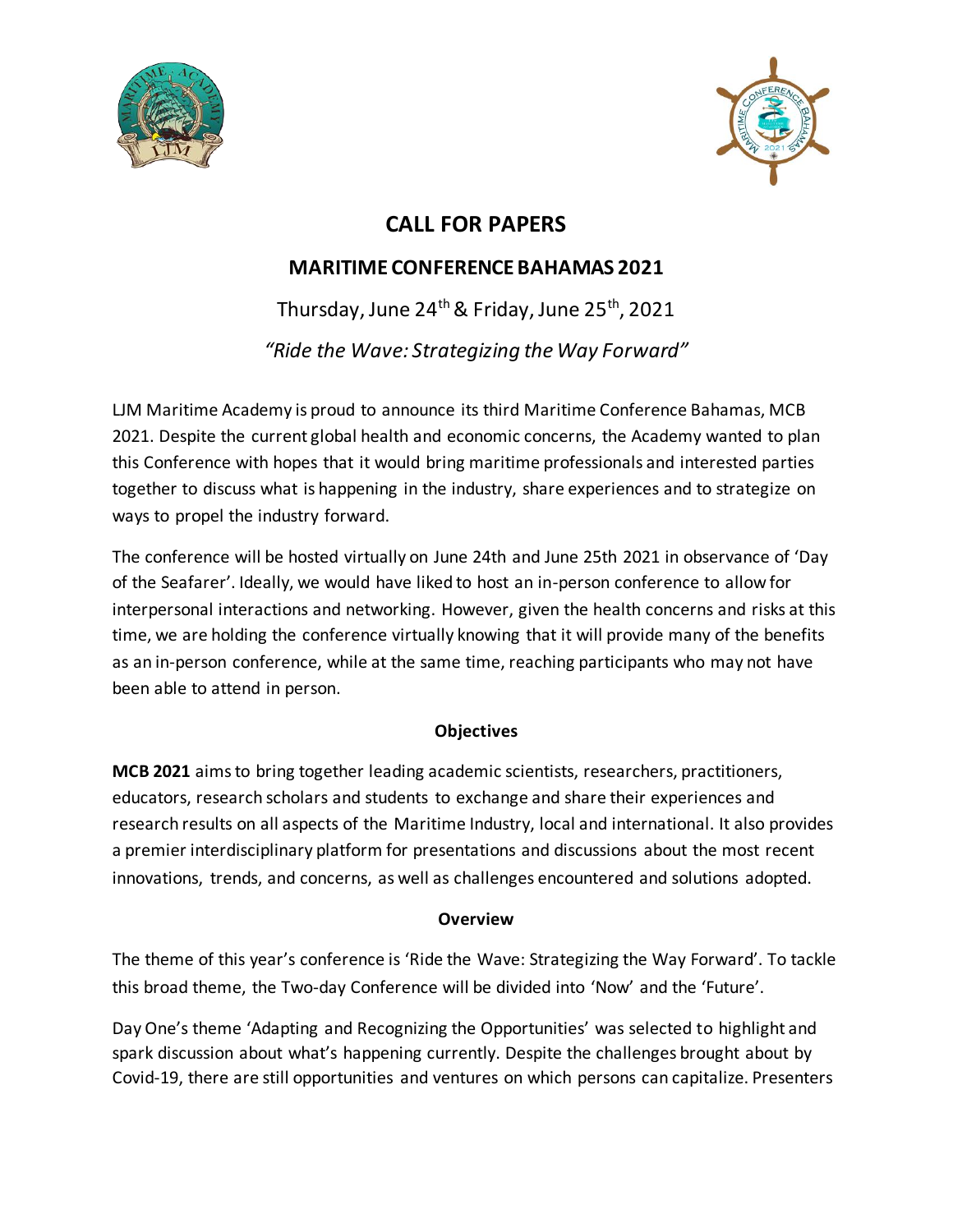# CALL FOR PAPERS

## MARITIME CONFERENCE BAHAMAS 2021

Thursday, June 24th & Friday, June 25th, 2021

*"Ride the Wave: Strategizing the Way Forward"*

LJM Maritime Academy is proud to announce its third Maritime Conference Bahamas, MCB 2021. Despite the current global health and economic concerns, the Academy wanted to plan this Conference with hopes that it would bring maritime professionals and interested parties together to discuss what is happening in the industry, share experiences and to strategize on ways to propel the industry forward.

The conference will be hosted virtually on June 24th and June 25th 2021 in observance of 'Day of the Seafarer'. Ideally, we would have liked to host an in-person conference to allow for interpersonal interactions and networking. However, given the health concerns and risks at this time, we are holding the conference virtually knowing that it will provide many of the benefits as an in-person conference, while at the same time, reaching participants who may not have been able to attend in person.

### Objectives

**MCB 2021** aims to bring together leading academic scientists, researchers, practitioners, educators, research scholars and students to exchange and share their experiences and research results on all aspects of the Maritime Industry, local and international. It also provides a premier interdisciplinary platform for presentations and discussions about the most recent innovations, trends, and concerns, as well as challenges encountered and solutions adopted.

### Overview

The theme of this year's conference is 'Ride the Wave: Strategizing the Way Forward'. To tackle this broad theme, the Two-day Conference will be divided into 'Now' and the 'Future'.

Day One's theme 'Adapting and Recognizing the Opportunities' was selected to highlight and spark discussion about what's happening currently. Despite the challenges brought about by Covid-19, there are still opportunities and ventures on which persons can capitalize. Presenters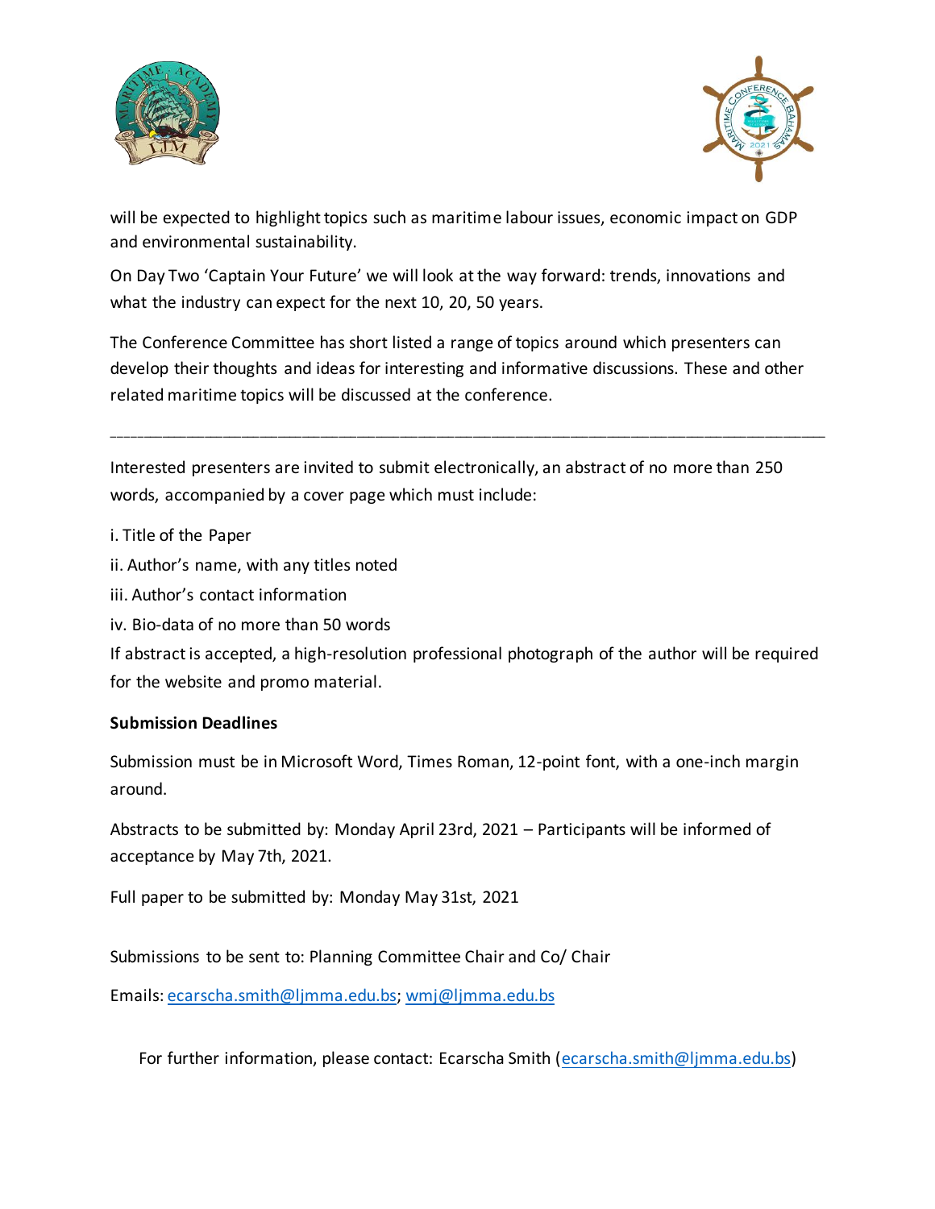will be expected to highlight topics such as maritime labour issues, economic impact on GDP and environmental sustainability.

On Day Two 'Captain Your Future' we will look at the way forward: trends, innovations and what the industry can expect for the next 10, 20, 50 years.

The Conference Committee has short listed a range of topics around which presenters can develop their thoughts and ideas for interesting and informative discussions. These and other related maritime topics will be discussed at the conference.

---

Interested presenters are invited to submit electronically, an abstract of no more than 250 words, accompanied by a cover page which must include:

i. Title of the Paper

ii. Author's name, with any titles noted

iii. Author's contact information

iv. Bio-data of no more than 50 words

If abstract is accepted, a high-resolution professional photograph of the author will be required for the website and promo material.

**Submission Deadlines**

Submission must be in Microsoft Word, Times Roman, 12-point font, with a one-inch margin around.

Abstracts to be submitted by: Monday April 23rd, 2021 – Participants will be informed of acceptance by May 7th, 2021.

Full paper to be submitted by: Monday May 31st, 2021

Submissions to be sent to: Planning Committee Chair and Co/ Chair

Emails: ecarscha.smith@ljmma.edu.bs; wmj@ljmma.edu.bs

For further information, please contact: Ecarscha Smith (ecarscha.smith@ljmma.edu.bs)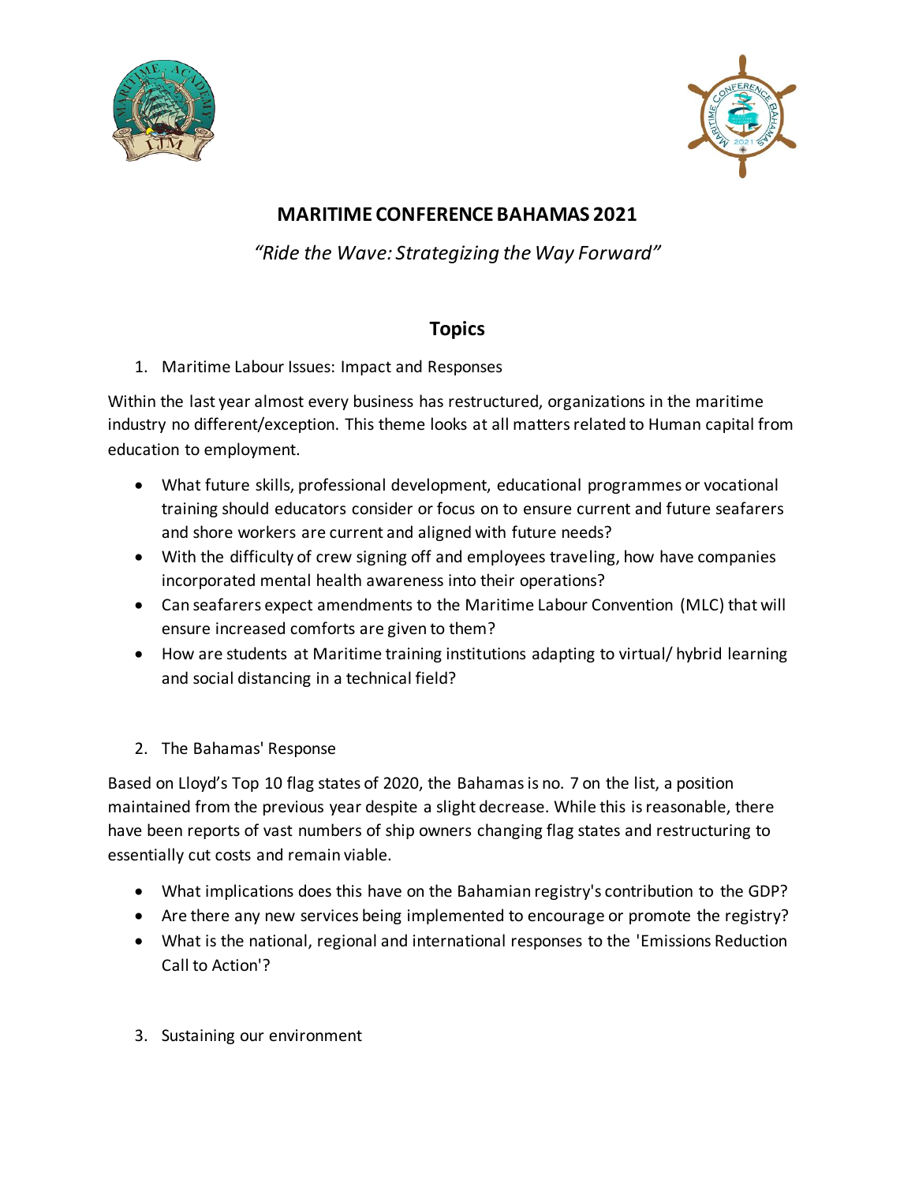## MARITIME CONFERENCE BAHAMAS 2021

*"Ride the Wave: Strategizing the Way Forward"*

### Topics

1. Maritime Labour Issues: Impact and Responses

Within the last year almost every business has restructured, organizations in the maritime industry no different/exception. This theme looks at all matters related to Human capital from education to employment.

- What future skills, professional development, educational programmes or vocational training should educators consider or focus on to ensure current and future seafarers and shore workers are current and aligned with future needs?
- With the difficulty of crew signing off and employees traveling, how have companies incorporated mental health awareness into their operations?
- Can seafarers expect amendments to the Maritime Labour Convention (MLC) that will ensure increased comforts are given to them?
- How are students at Maritime training institutions adapting to virtual/ hybrid learning and social distancing in a technical field?

2. The Bahamas' Response

Based on Lloyd's Top 10 flag states of 2020, the Bahamas is no. 7 on the list, a position maintained from the previous year despite a slight decrease. While this is reasonable, there have been reports of vast numbers of ship owners changing flag states and restructuring to essentially cut costs and remain viable.

- What implications does this have on the Bahamian registry's contribution to the GDP?
- Are there any new services being implemented to encourage or promote the registry?
- What is the national, regional and international responses to the 'Emissions Reduction Call to Action'?

3. Sustaining our environment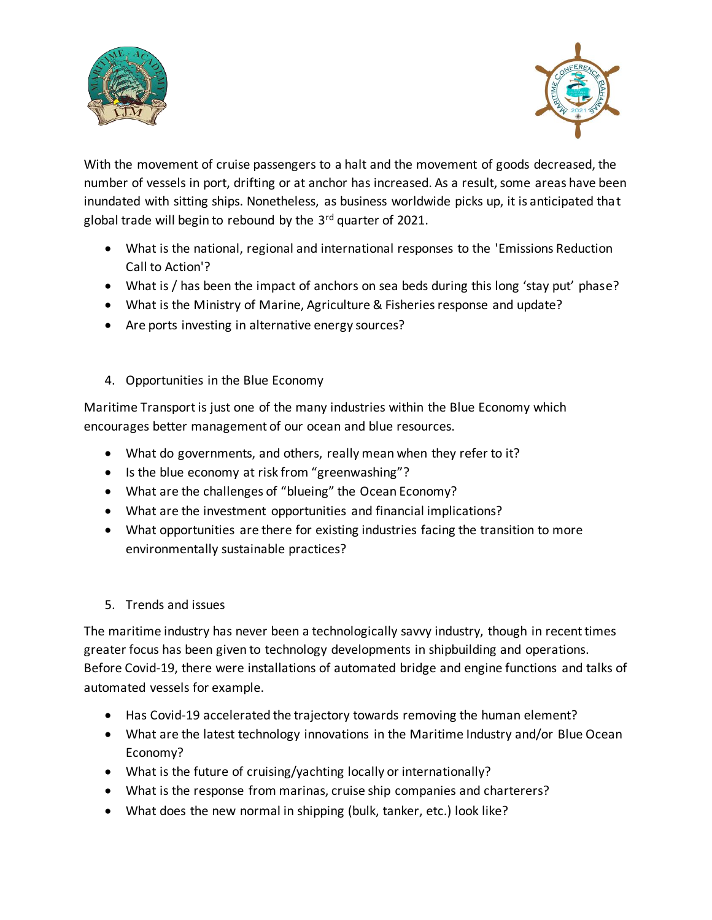With the movement of cruise passengers to a halt and the movement of goods decreased, the number of vessels in port, drifting or at anchor has increased. As a result, some areas have been inundated with sitting ships. Nonetheless, as business worldwide picks up, it is anticipated that global trade will begin to rebound by the 3rd quarter of 2021.

- What is the national, regional and international responses to the 'Emissions Reduction Call to Action'?
- What is / has been the impact of anchors on sea beds during this long 'stay put' phase?
- What is the Ministry of Marine, Agriculture & Fisheries response and update?
- Are ports investing in alternative energy sources?

4. Opportunities in the Blue Economy

Maritime Transport is just one of the many industries within the Blue Economy which encourages better management of our ocean and blue resources.

- What do governments, and others, really mean when they refer to it?
- Is the blue economy at risk from "greenwashing"?
- What are the challenges of "blueing" the Ocean Economy?
- What are the investment opportunities and financial implications?
- What opportunities are there for existing industries facing the transition to more environmentally sustainable practices?

5. Trends and issues

The maritime industry has never been a technologically savvy industry, though in recent times greater focus has been given to technology developments in shipbuilding and operations. Before Covid-19, there were installations of automated bridge and engine functions and talks of automated vessels for example.

- Has Covid-19 accelerated the trajectory towards removing the human element?
- What are the latest technology innovations in the Maritime Industry and/or Blue Ocean Economy?
- What is the future of cruising/yachting locally or internationally?
- What is the response from marinas, cruise ship companies and charterers?
- What does the new normal in shipping (bulk, tanker, etc.) look like?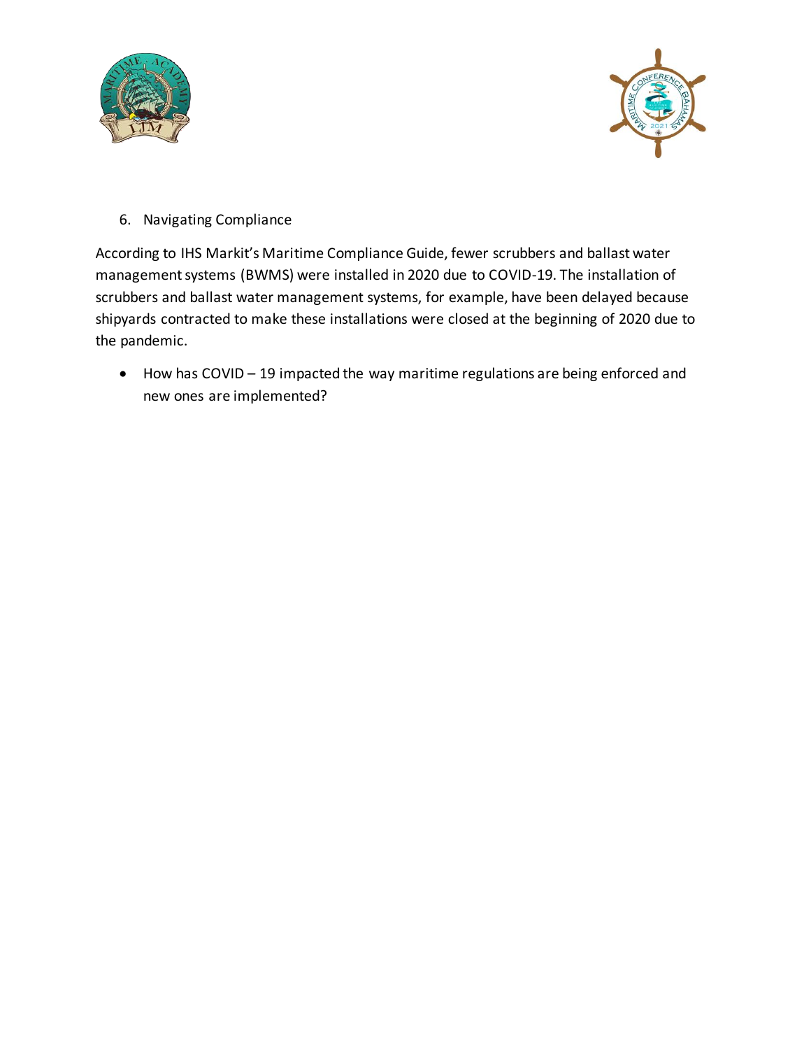6. Navigating Compliance

According to IHS Markit's Maritime Compliance Guide, fewer scrubbers and ballast water management systems (BWMS) were installed in 2020 due to COVID-19. The installation of scrubbers and ballast water management systems, for example, have been delayed because shipyards contracted to make these installations were closed at the beginning of 2020 due to the pandemic.

- How has COVID – 19 impacted the way maritime regulations are being enforced and new ones are implemented?